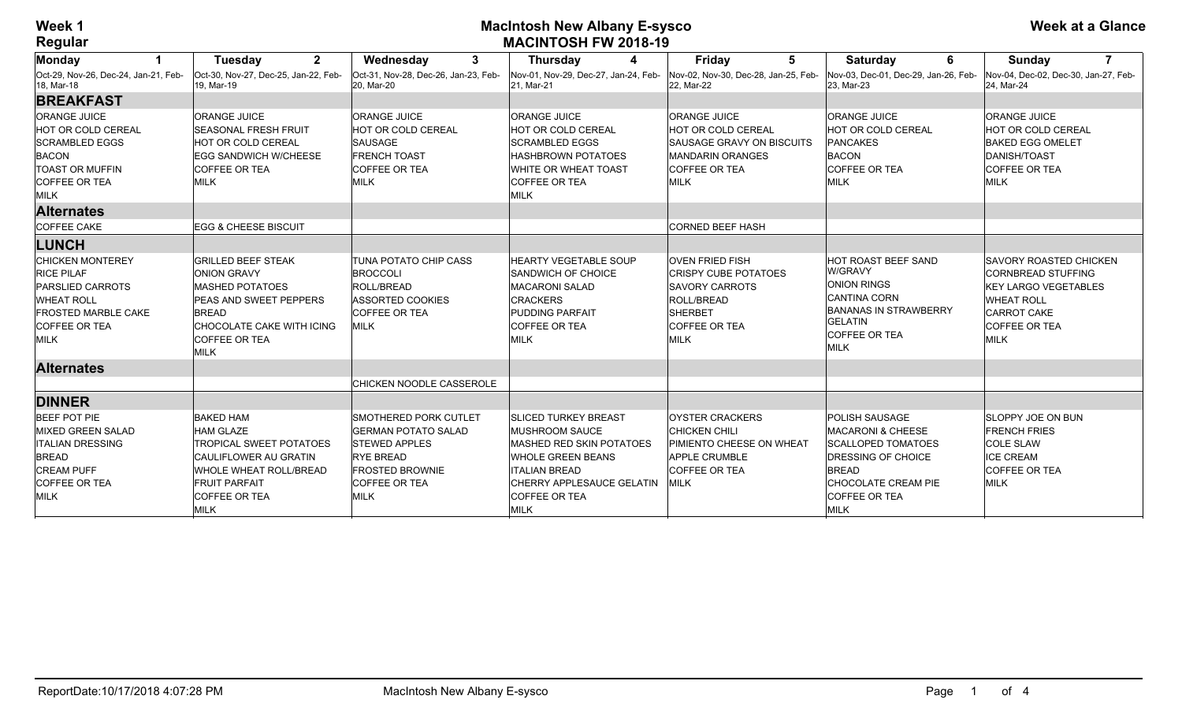**Week 1**
**Regular**

# MacIntosh New Albany E-sysco
## MACINTOSH FW 2018-19

**Week at a Glance**

| Monday 1 | Tuesday 2 | Wednesday 3 | Thursday 4 | Friday 5 | Saturday 6 | Sunday 7 |
|---|---|---|---|---|---|---|
| Oct-29, Nov-26, Dec-24, Jan-21, Feb-18, Mar-18 | Oct-30, Nov-27, Dec-25, Jan-22, Feb-19, Mar-19 | Oct-31, Nov-28, Dec-26, Jan-23, Feb-20, Mar-20 | Nov-01, Nov-29, Dec-27, Jan-24, Feb-21, Mar-21 | Nov-02, Nov-30, Dec-28, Jan-25, Feb-22, Mar-22 | Nov-03, Dec-01, Dec-29, Jan-26, Feb-23, Mar-23 | Nov-04, Dec-02, Dec-30, Jan-27, Feb-24, Mar-24 |
| **BREAKFAST** | | | | | | |
| ORANGE JUICE<br>HOT OR COLD CEREAL<br>SCRAMBLED EGGS<br>BACON<br>TOAST OR MUFFIN<br>COFFEE OR TEA<br>MILK | ORANGE JUICE<br>SEASONAL FRESH FRUIT<br>HOT OR COLD CEREAL<br>EGG SANDWICH W/CHEESE<br>COFFEE OR TEA<br>MILK | ORANGE JUICE<br>HOT OR COLD CEREAL<br>SAUSAGE<br>FRENCH TOAST<br>COFFEE OR TEA<br>MILK | ORANGE JUICE<br>HOT OR COLD CEREAL<br>SCRAMBLED EGGS<br>HASHBROWN POTATOES<br>WHITE OR WHEAT TOAST<br>COFFEE OR TEA<br>MILK | ORANGE JUICE<br>HOT OR COLD CEREAL<br>SAUSAGE GRAVY ON BISCUITS<br>MANDARIN ORANGES<br>COFFEE OR TEA<br>MILK | ORANGE JUICE<br>HOT OR COLD CEREAL<br>PANCAKES<br>BACON<br>COFFEE OR TEA<br>MILK | ORANGE JUICE<br>HOT OR COLD CEREAL<br>BAKED EGG OMELET<br>DANISH/TOAST<br>COFFEE OR TEA<br>MILK |
| **Alternates** | | | | | | |
| COFFEE CAKE | EGG & CHEESE BISCUIT | | | CORNED BEEF HASH | | |
| **LUNCH** | | | | | | |
| CHICKEN MONTEREY<br>RICE PILAF<br>PARSLIED CARROTS<br>WHEAT ROLL<br>FROSTED MARBLE CAKE<br>COFFEE OR TEA<br>MILK | GRILLED BEEF STEAK<br>ONION GRAVY<br>MASHED POTATOES<br>PEAS AND SWEET PEPPERS<br>BREAD<br>CHOCOLATE CAKE WITH ICING<br>COFFEE OR TEA<br>MILK | TUNA POTATO CHIP CASS<br>BROCCOLI<br>ROLL/BREAD<br>ASSORTED COOKIES<br>COFFEE OR TEA<br>MILK | HEARTY VEGETABLE SOUP<br>SANDWICH OF CHOICE<br>MACARONI SALAD<br>CRACKERS<br>PUDDING PARFAIT<br>COFFEE OR TEA<br>MILK | OVEN FRIED FISH<br>CRISPY CUBE POTATOES<br>SAVORY CARROTS<br>ROLL/BREAD<br>SHERBET<br>COFFEE OR TEA<br>MILK | HOT ROAST BEEF SAND W/GRAVY<br>ONION RINGS<br>CANTINA CORN<br>BANANAS IN STRAWBERRY GELATIN<br>COFFEE OR TEA<br>MILK | SAVORY ROASTED CHICKEN<br>CORNBREAD STUFFING<br>KEY LARGO VEGETABLES<br>WHEAT ROLL<br>CARROT CAKE<br>COFFEE OR TEA<br>MILK |
| **Alternates** | | | | | | |
| | | CHICKEN NOODLE CASSEROLE | | | | |
| **DINNER** | | | | | | |
| BEEF POT PIE<br>MIXED GREEN SALAD<br>ITALIAN DRESSING<br>BREAD<br>CREAM PUFF<br>COFFEE OR TEA<br>MILK | BAKED HAM<br>HAM GLAZE<br>TROPICAL SWEET POTATOES<br>CAULIFLOWER AU GRATIN<br>WHOLE WHEAT ROLL/BREAD<br>FRUIT PARFAIT<br>COFFEE OR TEA<br>MILK | SMOTHERED PORK CUTLET<br>GERMAN POTATO SALAD<br>STEWED APPLES<br>RYE BREAD<br>FROSTED BROWNIE<br>COFFEE OR TEA<br>MILK | SLICED TURKEY BREAST<br>MUSHROOM SAUCE<br>MASHED RED SKIN POTATOES<br>WHOLE GREEN BEANS<br>ITALIAN BREAD<br>CHERRY APPLESAUCE GELATIN<br>COFFEE OR TEA<br>MILK | OYSTER CRACKERS<br>CHICKEN CHILI<br>PIMIENTO CHEESE ON WHEAT<br>APPLE CRUMBLE<br>COFFEE OR TEA<br>MILK | POLISH SAUSAGE<br>MACARONI & CHEESE<br>SCALLOPED TOMATOES<br>DRESSING OF CHOICE<br>BREAD<br>CHOCOLATE CREAM PIE<br>COFFEE OR TEA<br>MILK | SLOPPY JOE ON BUN<br>FRENCH FRIES<br>COLE SLAW<br>ICE CREAM<br>COFFEE OR TEA<br>MILK |

ReportDate:10/17/2018 4:07:28 PM MacIntosh New Albany E-sysco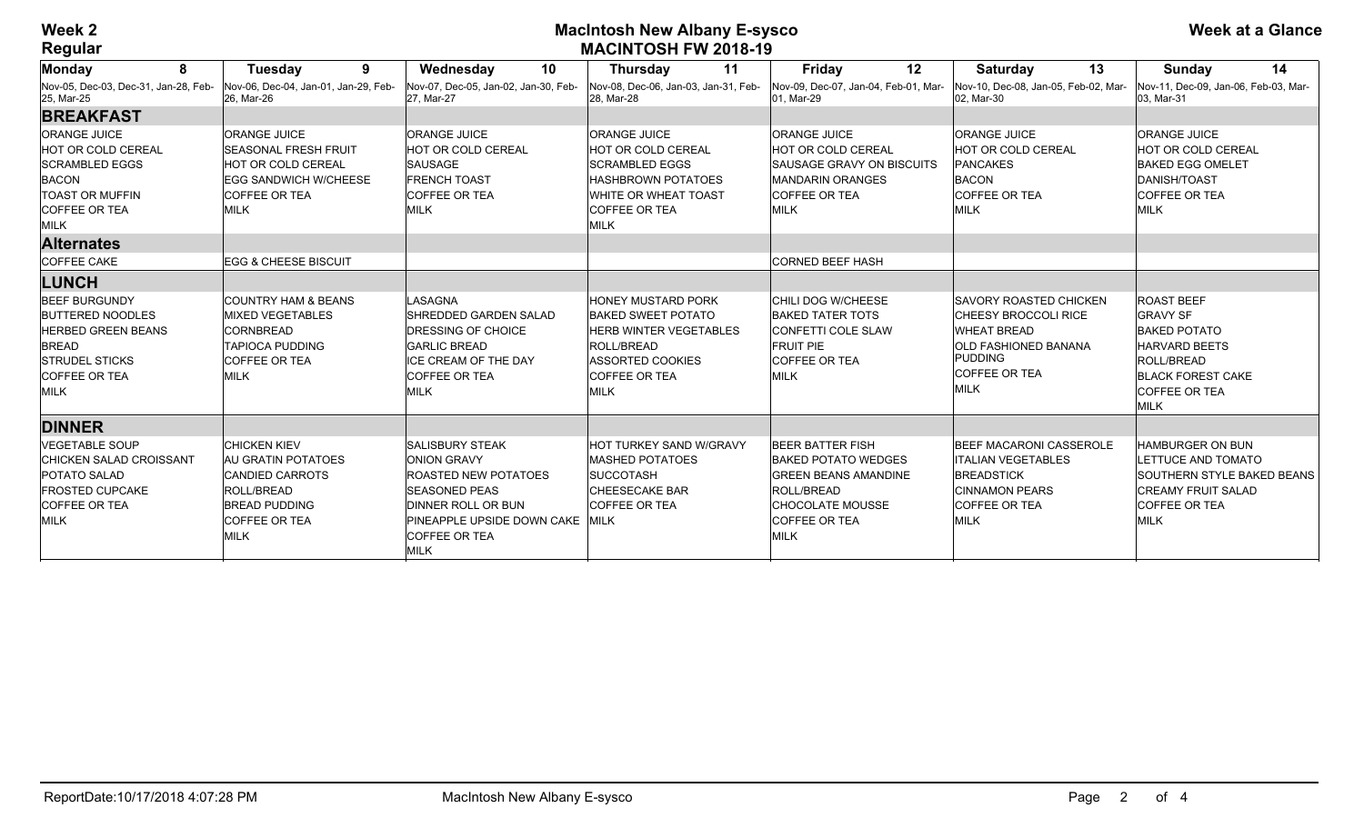# Week 2
## Regular

**MacIntosh New Albany E-sysco**
**MACINTOSH FW 2018-19**

**Week at a Glance**

| Monday 8 | Tuesday 9 | Wednesday 10 | Thursday 11 | Friday 12 | Saturday 13 | Sunday 14 |
|---|---|---|---|---|---|---|
| Nov-05, Dec-03, Dec-31, Jan-28, Feb-25, Mar-25 | Nov-06, Dec-04, Jan-01, Jan-29, Feb-26, Mar-26 | Nov-07, Dec-05, Jan-02, Jan-30, Feb-27, Mar-27 | Nov-08, Dec-06, Jan-03, Jan-31, Feb-28, Mar-28 | Nov-09, Dec-07, Jan-04, Feb-01, Mar-01, Mar-29 | Nov-10, Dec-08, Jan-05, Feb-02, Mar-02, Mar-30 | Nov-11, Dec-09, Jan-06, Feb-03, Mar-03, Mar-31 |
| **BREAKFAST** | | | | | | |
| ORANGE JUICE<br>HOT OR COLD CEREAL<br>SCRAMBLED EGGS<br>BACON<br>TOAST OR MUFFIN<br>COFFEE OR TEA<br>MILK | ORANGE JUICE<br>SEASONAL FRESH FRUIT<br>HOT OR COLD CEREAL<br>EGG SANDWICH W/CHEESE<br>COFFEE OR TEA<br>MILK | ORANGE JUICE<br>HOT OR COLD CEREAL<br>SAUSAGE<br>FRENCH TOAST<br>COFFEE OR TEA<br>MILK | ORANGE JUICE<br>HOT OR COLD CEREAL<br>SCRAMBLED EGGS<br>HASHBROWN POTATOES<br>WHITE OR WHEAT TOAST<br>COFFEE OR TEA<br>MILK | ORANGE JUICE<br>HOT OR COLD CEREAL<br>SAUSAGE GRAVY ON BISCUITS<br>MANDARIN ORANGES<br>COFFEE OR TEA<br>MILK | ORANGE JUICE<br>HOT OR COLD CEREAL<br>PANCAKES<br>BACON<br>COFFEE OR TEA<br>MILK | ORANGE JUICE<br>HOT OR COLD CEREAL<br>BAKED EGG OMELET<br>DANISH/TOAST<br>COFFEE OR TEA<br>MILK |
| **Alternates** | | | | | | |
| COFFEE CAKE | EGG & CHEESE BISCUIT | | | CORNED BEEF HASH | | |
| **LUNCH** | | | | | | |
| BEEF BURGUNDY<br>BUTTERED NOODLES<br>HERBED GREEN BEANS<br>BREAD<br>STRUDEL STICKS<br>COFFEE OR TEA<br>MILK | COUNTRY HAM & BEANS<br>MIXED VEGETABLES<br>CORNBREAD<br>TAPIOCA PUDDING<br>COFFEE OR TEA<br>MILK | LASAGNA<br>SHREDDED GARDEN SALAD<br>DRESSING OF CHOICE<br>GARLIC BREAD<br>ICE CREAM OF THE DAY<br>COFFEE OR TEA<br>MILK | HONEY MUSTARD PORK<br>BAKED SWEET POTATO<br>HERB WINTER VEGETABLES<br>ROLL/BREAD<br>ASSORTED COOKIES<br>COFFEE OR TEA<br>MILK | CHILI DOG W/CHEESE<br>BAKED TATER TOTS<br>CONFETTI COLE SLAW<br>FRUIT PIE<br>COFFEE OR TEA<br>MILK | SAVORY ROASTED CHICKEN<br>CHEESY BROCCOLI RICE<br>WHEAT BREAD<br>OLD FASHIONED BANANA PUDDING<br>COFFEE OR TEA<br>MILK | ROAST BEEF<br>GRAVY SF<br>BAKED POTATO<br>HARVARD BEETS<br>ROLL/BREAD<br>BLACK FOREST CAKE<br>COFFEE OR TEA<br>MILK |
| **DINNER** | | | | | | |
| VEGETABLE SOUP<br>CHICKEN SALAD CROISSANT<br>POTATO SALAD<br>FROSTED CUPCAKE<br>COFFEE OR TEA<br>MILK | CHICKEN KIEV<br>AU GRATIN POTATOES<br>CANDIED CARROTS<br>ROLL/BREAD<br>BREAD PUDDING<br>COFFEE OR TEA<br>MILK | SALISBURY STEAK<br>ONION GRAVY<br>ROASTED NEW POTATOES<br>SEASONED PEAS<br>DINNER ROLL OR BUN<br>PINEAPPLE UPSIDE DOWN CAKE<br>COFFEE OR TEA<br>MILK | HOT TURKEY SAND W/GRAVY<br>MASHED POTATOES<br>SUCCOTASH<br>CHEESECAKE BAR<br>COFFEE OR TEA<br>MILK | BEER BATTER FISH<br>BAKED POTATO WEDGES<br>GREEN BEANS AMANDINE<br>ROLL/BREAD<br>CHOCOLATE MOUSSE<br>COFFEE OR TEA<br>MILK | BEEF MACARONI CASSEROLE<br>ITALIAN VEGETABLES<br>BREADSTICK<br>CINNAMON PEARS<br>COFFEE OR TEA<br>MILK | HAMBURGER ON BUN<br>LETTUCE AND TOMATO<br>SOUTHERN STYLE BAKED BEANS<br>CREAMY FRUIT SALAD<br>COFFEE OR TEA<br>MILK |

ReportDate:10/17/2018 4:07:28 PM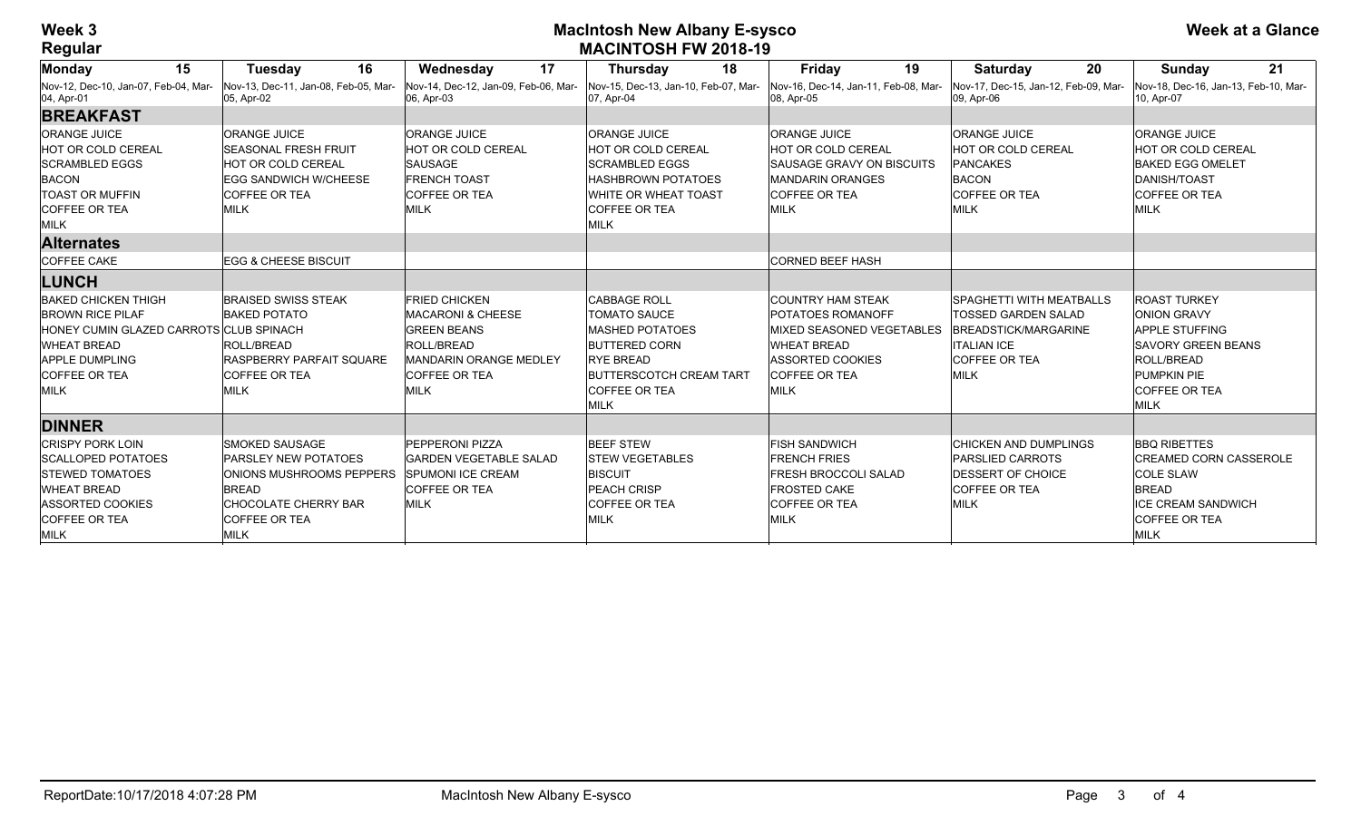**Week 3**
**Regular**

# MacIntosh New Albany E-sysco
## MACINTOSH FW 2018-19

**Week at a Glance**

| Monday 15 | Tuesday 16 | Wednesday 17 | Thursday 18 | Friday 19 | Saturday 20 | Sunday 21 |
|---|---|---|---|---|---|---|
| Nov-12, Dec-10, Jan-07, Feb-04, Mar-04, Apr-01 | Nov-13, Dec-11, Jan-08, Feb-05, Mar-05, Apr-02 | Nov-14, Dec-12, Jan-09, Feb-06, Mar-06, Apr-03 | Nov-15, Dec-13, Jan-10, Feb-07, Mar-07, Apr-04 | Nov-16, Dec-14, Jan-11, Feb-08, Mar-08, Apr-05 | Nov-17, Dec-15, Jan-12, Feb-09, Mar-09, Apr-06 | Nov-18, Dec-16, Jan-13, Feb-10, Mar-10, Apr-07 |
| **BREAKFAST** | | | | | | |
| ORANGE JUICE<br>HOT OR COLD CEREAL<br>SCRAMBLED EGGS<br>BACON<br>TOAST OR MUFFIN<br>COFFEE OR TEA<br>MILK | ORANGE JUICE<br>SEASONAL FRESH FRUIT<br>HOT OR COLD CEREAL<br>EGG SANDWICH W/CHEESE<br>COFFEE OR TEA<br>MILK | ORANGE JUICE<br>HOT OR COLD CEREAL<br>SAUSAGE<br>FRENCH TOAST<br>COFFEE OR TEA<br>MILK | ORANGE JUICE<br>HOT OR COLD CEREAL<br>SCRAMBLED EGGS<br>HASHBROWN POTATOES<br>WHITE OR WHEAT TOAST<br>COFFEE OR TEA<br>MILK | ORANGE JUICE<br>HOT OR COLD CEREAL<br>SAUSAGE GRAVY ON BISCUITS<br>MANDARIN ORANGES<br>COFFEE OR TEA<br>MILK | ORANGE JUICE<br>HOT OR COLD CEREAL<br>PANCAKES<br>BACON<br>COFFEE OR TEA<br>MILK | ORANGE JUICE<br>HOT OR COLD CEREAL<br>BAKED EGG OMELET<br>DANISH/TOAST<br>COFFEE OR TEA<br>MILK |
| **Alternates** | | | | | | |
| COFFEE CAKE | EGG & CHEESE BISCUIT | | | CORNED BEEF HASH | | |
| **LUNCH** | | | | | | |
| BAKED CHICKEN THIGH<br>BROWN RICE PILAF<br>HONEY CUMIN GLAZED CARROTS<br>WHEAT BREAD<br>APPLE DUMPLING<br>COFFEE OR TEA<br>MILK | BRAISED SWISS STEAK<br>BAKED POTATO<br>CLUB SPINACH<br>ROLL/BREAD<br>RASPBERRY PARFAIT SQUARE<br>COFFEE OR TEA<br>MILK | FRIED CHICKEN<br>MACARONI & CHEESE<br>GREEN BEANS<br>ROLL/BREAD<br>MANDARIN ORANGE MEDLEY<br>COFFEE OR TEA<br>MILK | CABBAGE ROLL<br>TOMATO SAUCE<br>MASHED POTATOES<br>BUTTERED CORN<br>RYE BREAD<br>BUTTERSCOTCH CREAM TART<br>COFFEE OR TEA<br>MILK | COUNTRY HAM STEAK<br>POTATOES ROMANOFF<br>MIXED SEASONED VEGETABLES<br>WHEAT BREAD<br>ASSORTED COOKIES<br>COFFEE OR TEA<br>MILK | SPAGHETTI WITH MEATBALLS<br>TOSSED GARDEN SALAD<br>BREADSTICK/MARGARINE<br>ITALIAN ICE<br>COFFEE OR TEA<br>MILK | ROAST TURKEY<br>ONION GRAVY<br>APPLE STUFFING<br>SAVORY GREEN BEANS<br>ROLL/BREAD<br>PUMPKIN PIE<br>COFFEE OR TEA<br>MILK |
| **DINNER** | | | | | | |
| CRISPY PORK LOIN<br>SCALLOPED POTATOES<br>STEWED TOMATOES<br>WHEAT BREAD<br>ASSORTED COOKIES<br>COFFEE OR TEA<br>MILK | SMOKED SAUSAGE<br>PARSLEY NEW POTATOES<br>ONIONS MUSHROOMS PEPPERS<br>BREAD<br>CHOCOLATE CHERRY BAR<br>COFFEE OR TEA<br>MILK | PEPPERONI PIZZA<br>GARDEN VEGETABLE SALAD<br>SPUMONI ICE CREAM<br>COFFEE OR TEA<br>MILK | BEEF STEW<br>STEW VEGETABLES<br>BISCUIT<br>PEACH CRISP<br>COFFEE OR TEA<br>MILK | FISH SANDWICH<br>FRENCH FRIES<br>FRESH BROCCOLI SALAD<br>FROSTED CAKE<br>COFFEE OR TEA<br>MILK | CHICKEN AND DUMPLINGS<br>PARSLIED CARROTS<br>DESSERT OF CHOICE<br>COFFEE OR TEA<br>MILK | BBQ RIBETTES<br>CREAMED CORN CASSEROLE<br>COLE SLAW<br>BREAD<br>ICE CREAM SANDWICH<br>COFFEE OR TEA<br>MILK |

ReportDate:10/17/2018 4:07:28 PM    MacIntosh New Albany E-sysco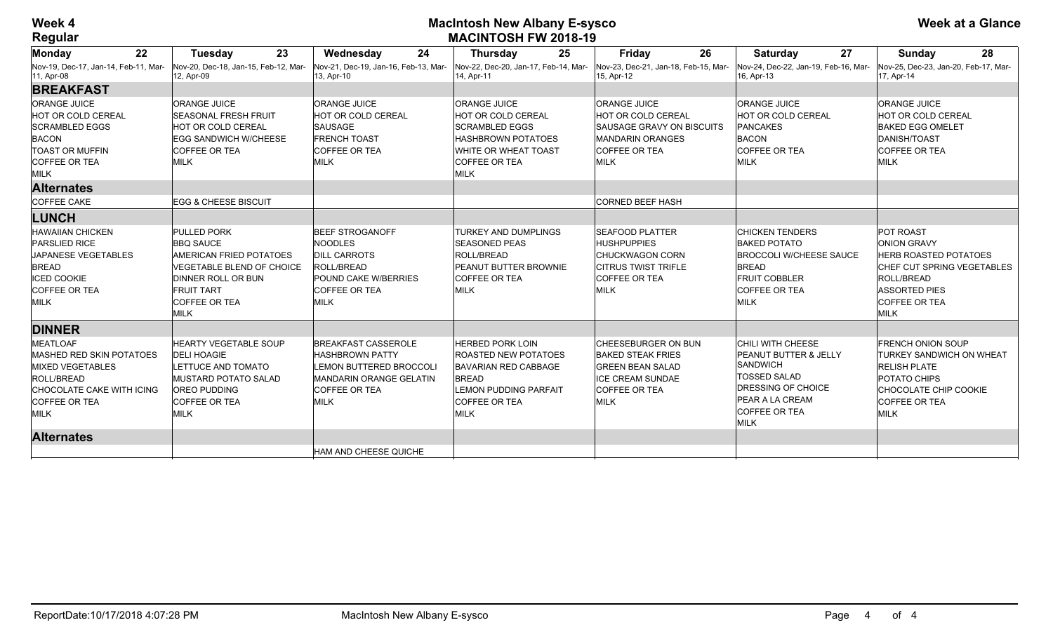Week 4
Regular

# MacIntosh New Albany E-sysco
## MACINTOSH FW 2018-19

Week at a Glance

| Monday 22 | Tuesday 23 | Wednesday 24 | Thursday 25 | Friday 26 | Saturday 27 | Sunday 28 |
|---|---|---|---|---|---|---|
| Nov-19, Dec-17, Jan-14, Feb-11, Mar-11, Apr-08 | Nov-20, Dec-18, Jan-15, Feb-12, Mar-12, Apr-09 | Nov-21, Dec-19, Jan-16, Feb-13, Mar-13, Apr-10 | Nov-22, Dec-20, Jan-17, Feb-14, Mar-14, Apr-11 | Nov-23, Dec-21, Jan-18, Feb-15, Mar-15, Apr-12 | Nov-24, Dec-22, Jan-19, Feb-16, Mar-16, Apr-13 | Nov-25, Dec-23, Jan-20, Feb-17, Mar-17, Apr-14 |
| **BREAKFAST** | | | | | | |
| ORANGE JUICE<br>HOT OR COLD CEREAL<br>SCRAMBLED EGGS<br>BACON<br>TOAST OR MUFFIN<br>COFFEE OR TEA<br>MILK | ORANGE JUICE<br>SEASONAL FRESH FRUIT<br>HOT OR COLD CEREAL<br>EGG SANDWICH W/CHEESE<br>COFFEE OR TEA<br>MILK | ORANGE JUICE<br>HOT OR COLD CEREAL<br>SAUSAGE<br>FRENCH TOAST<br>COFFEE OR TEA<br>MILK | ORANGE JUICE<br>HOT OR COLD CEREAL<br>SCRAMBLED EGGS<br>HASHBROWN POTATOES<br>WHITE OR WHEAT TOAST<br>COFFEE OR TEA<br>MILK | ORANGE JUICE<br>HOT OR COLD CEREAL<br>SAUSAGE GRAVY ON BISCUITS<br>MANDARIN ORANGES<br>COFFEE OR TEA<br>MILK | ORANGE JUICE<br>HOT OR COLD CEREAL<br>PANCAKES<br>BACON<br>COFFEE OR TEA<br>MILK | ORANGE JUICE<br>HOT OR COLD CEREAL<br>BAKED EGG OMELET<br>DANISH/TOAST<br>COFFEE OR TEA<br>MILK |
| **Alternates** | | | | | | |
| COFFEE CAKE | EGG & CHEESE BISCUIT | | | CORNED BEEF HASH | | |
| **LUNCH** | | | | | | |
| HAWAIIAN CHICKEN<br>PARSLIED RICE<br>JAPANESE VEGETABLES<br>BREAD<br>ICED COOKIE<br>COFFEE OR TEA<br>MILK | PULLED PORK<br>BBQ SAUCE<br>AMERICAN FRIED POTATOES<br>VEGETABLE BLEND OF CHOICE<br>DINNER ROLL OR BUN<br>FRUIT TART<br>COFFEE OR TEA<br>MILK | BEEF STROGANOFF<br>NOODLES<br>DILL CARROTS<br>ROLL/BREAD<br>POUND CAKE W/BERRIES<br>COFFEE OR TEA<br>MILK | TURKEY AND DUMPLINGS<br>SEASONED PEAS<br>ROLL/BREAD<br>PEANUT BUTTER BROWNIE<br>COFFEE OR TEA<br>MILK | SEAFOOD PLATTER<br>HUSHPUPPIES<br>CHUCKWAGON CORN<br>CITRUS TWIST TRIFLE<br>COFFEE OR TEA<br>MILK | CHICKEN TENDERS<br>BAKED POTATO<br>BROCCOLI W/CHEESE SAUCE<br>BREAD<br>FRUIT COBBLER<br>COFFEE OR TEA<br>MILK | POT ROAST<br>ONION GRAVY<br>HERB ROASTED POTATOES<br>CHEF CUT SPRING VEGETABLES<br>ROLL/BREAD<br>ASSORTED PIES<br>COFFEE OR TEA<br>MILK |
| **DINNER** | | | | | | |
| MEATLOAF<br>MASHED RED SKIN POTATOES<br>MIXED VEGETABLES<br>ROLL/BREAD<br>CHOCOLATE CAKE WITH ICING<br>COFFEE OR TEA<br>MILK | HEARTY VEGETABLE SOUP<br>DELI HOAGIE<br>LETTUCE AND TOMATO<br>MUSTARD POTATO SALAD<br>OREO PUDDING<br>COFFEE OR TEA<br>MILK | BREAKFAST CASSEROLE<br>HASHBROWN PATTY<br>LEMON BUTTERED BROCCOLI<br>MANDARIN ORANGE GELATIN<br>COFFEE OR TEA<br>MILK | HERBED PORK LOIN<br>ROASTED NEW POTATOES<br>BAVARIAN RED CABBAGE<br>BREAD<br>LEMON PUDDING PARFAIT<br>COFFEE OR TEA<br>MILK | CHEESEBURGER ON BUN<br>BAKED STEAK FRIES<br>GREEN BEAN SALAD<br>ICE CREAM SUNDAE<br>COFFEE OR TEA<br>MILK | CHILI WITH CHEESE<br>PEANUT BUTTER & JELLY SANDWICH<br>TOSSED SALAD<br>DRESSING OF CHOICE<br>PEAR A LA CREAM<br>COFFEE OR TEA<br>MILK | FRENCH ONION SOUP<br>TURKEY SANDWICH ON WHEAT<br>RELISH PLATE<br>POTATO CHIPS<br>CHOCOLATE CHIP COOKIE<br>COFFEE OR TEA<br>MILK |
| **Alternates** | | | | | | |
| | | HAM AND CHEESE QUICHE | | | | |

ReportDate:10/17/2018 4:07:28 PM MacIntosh New Albany E-sysco